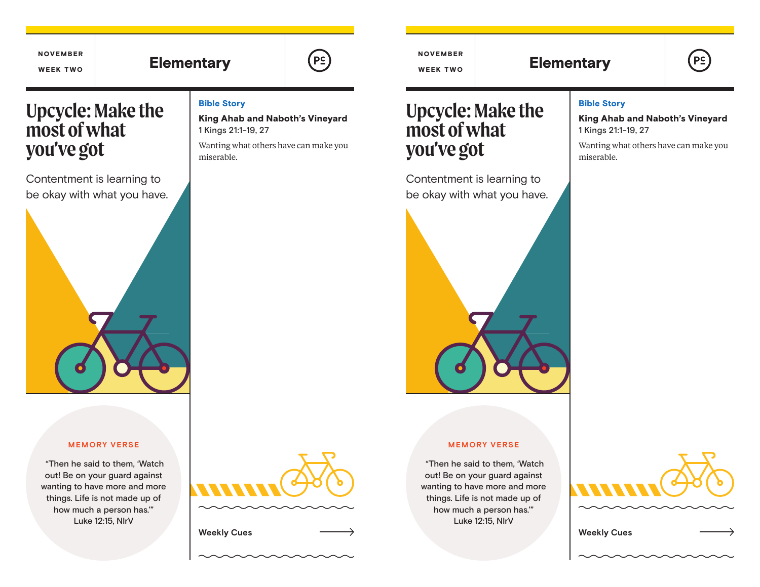NOVEMBER

WEEK TWO

# Elementary

## Upcycle: Make the most of what you've got

Contentment is learning to be okay with what you have.

**MEMORY VERSE**

"Then he said to them, 'Watch out! Be on your guard against wanting to have more and more things. Life is not made up of how much a person has.'"
Luke 12:15, NIrV

**Bible Story**

**King Ahab and Naboth's Vineyard**
1 Kings 21:1-19, 27

Wanting what others have can make you miserable.

Weekly Cues →

NOVEMBER

WEEK TWO

# Elementary

## Upcycle: Make the most of what you've got

Contentment is learning to be okay with what you have.

**MEMORY VERSE**

"Then he said to them, 'Watch out! Be on your guard against wanting to have more and more things. Life is not made up of how much a person has.'"
Luke 12:15, NIrV

**Bible Story**

**King Ahab and Naboth's Vineyard**
1 Kings 21:1-19, 27

Wanting what others have can make you miserable.

Weekly Cues →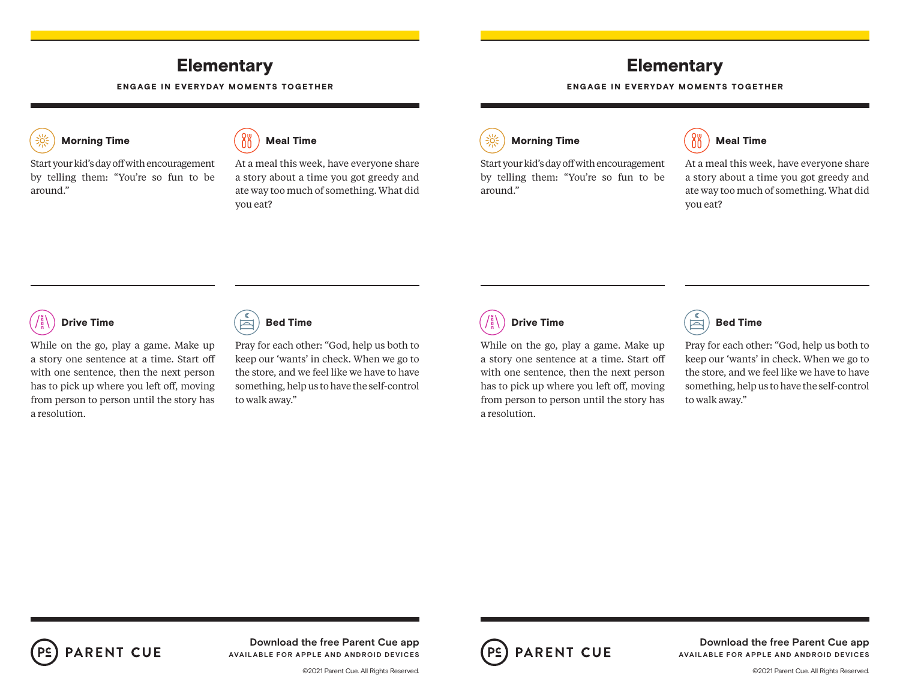# Elementary

**ENGAGE IN EVERYDAY MOMENTS TOGETHER**

### Morning Time

Start your kid's day off with encouragement by telling them: "You're so fun to be around."

### Meal Time

At a meal this week, have everyone share a story about a time you got greedy and ate way too much of something. What did you eat?

### Drive Time

While on the go, play a game. Make up a story one sentence at a time. Start off with one sentence, then the next person has to pick up where you left off, moving from person to person until the story has a resolution.

### Bed Time

Pray for each other: "God, help us both to keep our 'wants' in check. When we go to the store, and we feel like we have to have something, help us to have the self-control to walk away."

PARENT CUE

**Download the free Parent Cue app**
AVAILABLE FOR APPLE AND ANDROID DEVICES

©2021 Parent Cue. All Rights Reserved.

# Elementary

**ENGAGE IN EVERYDAY MOMENTS TOGETHER**

### Morning Time

Start your kid's day off with encouragement by telling them: "You're so fun to be around."

### Meal Time

At a meal this week, have everyone share a story about a time you got greedy and ate way too much of something. What did you eat?

### Drive Time

While on the go, play a game. Make up a story one sentence at a time. Start off with one sentence, then the next person has to pick up where you left off, moving from person to person until the story has a resolution.

### Bed Time

Pray for each other: "God, help us both to keep our 'wants' in check. When we go to the store, and we feel like we have to have something, help us to have the self-control to walk away."

PARENT CUE

**Download the free Parent Cue app**
AVAILABLE FOR APPLE AND ANDROID DEVICES

©2021 Parent Cue. All Rights Reserved.